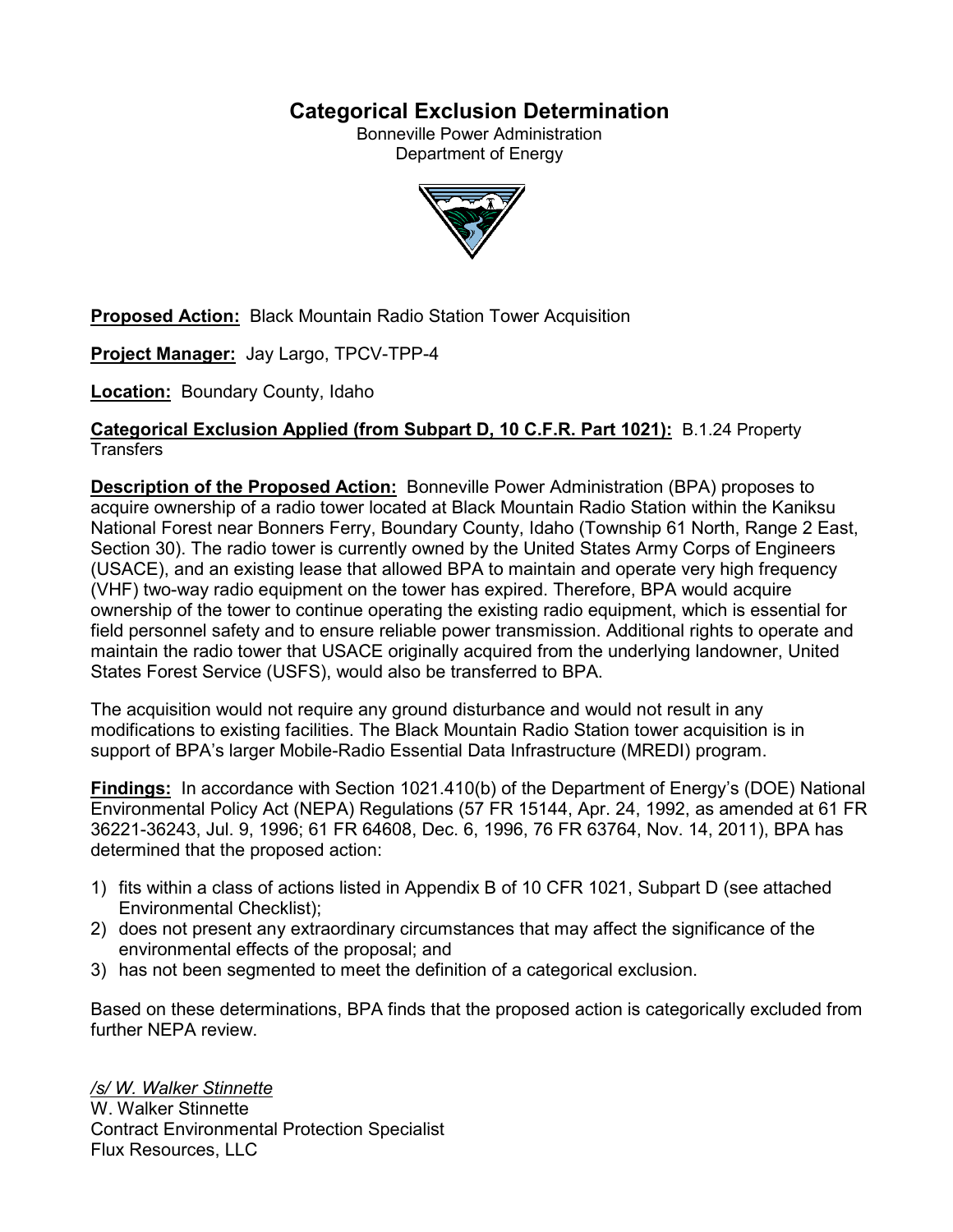# Categorical Exclusion Determination

Bonneville Power Administration
Department of Energy

**Proposed Action:** Black Mountain Radio Station Tower Acquisition

**Project Manager:** Jay Largo, TPCV-TPP-4

**Location:** Boundary County, Idaho

**Categorical Exclusion Applied (from Subpart D, 10 C.F.R. Part 1021):** B.1.24 Property Transfers

**Description of the Proposed Action:** Bonneville Power Administration (BPA) proposes to acquire ownership of a radio tower located at Black Mountain Radio Station within the Kaniksu National Forest near Bonners Ferry, Boundary County, Idaho (Township 61 North, Range 2 East, Section 30). The radio tower is currently owned by the United States Army Corps of Engineers (USACE), and an existing lease that allowed BPA to maintain and operate very high frequency (VHF) two-way radio equipment on the tower has expired. Therefore, BPA would acquire ownership of the tower to continue operating the existing radio equipment, which is essential for field personnel safety and to ensure reliable power transmission. Additional rights to operate and maintain the radio tower that USACE originally acquired from the underlying landowner, United States Forest Service (USFS), would also be transferred to BPA.

The acquisition would not require any ground disturbance and would not result in any modifications to existing facilities. The Black Mountain Radio Station tower acquisition is in support of BPA's larger Mobile-Radio Essential Data Infrastructure (MREDI) program.

**Findings:** In accordance with Section 1021.410(b) of the Department of Energy's (DOE) National Environmental Policy Act (NEPA) Regulations (57 FR 15144, Apr. 24, 1992, as amended at 61 FR 36221-36243, Jul. 9, 1996; 61 FR 64608, Dec. 6, 1996, 76 FR 63764, Nov. 14, 2011), BPA has determined that the proposed action:

1) fits within a class of actions listed in Appendix B of 10 CFR 1021, Subpart D (see attached Environmental Checklist);
2) does not present any extraordinary circumstances that may affect the significance of the environmental effects of the proposal; and
3) has not been segmented to meet the definition of a categorical exclusion.

Based on these determinations, BPA finds that the proposed action is categorically excluded from further NEPA review.

*/s/ W. Walker Stinnette*
W. Walker Stinnette
Contract Environmental Protection Specialist
Flux Resources, LLC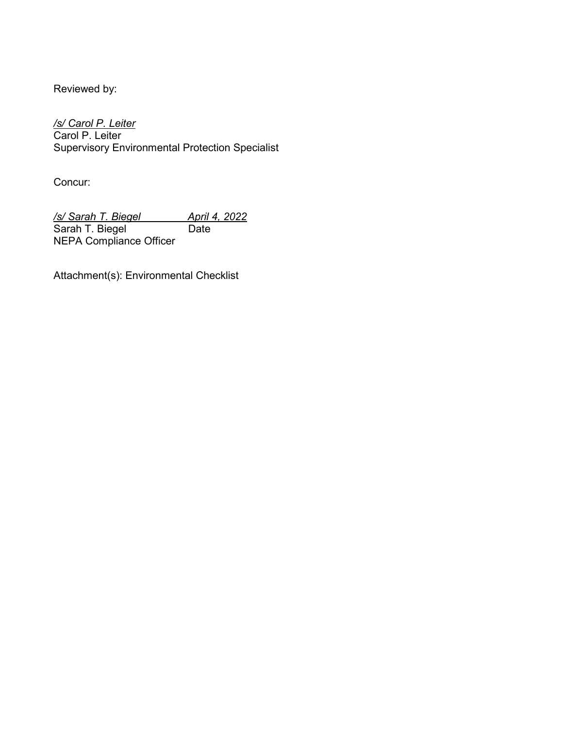Reviewed by:

*/s/ Carol P. Leiter*
Carol P. Leiter
Supervisory Environmental Protection Specialist

Concur:

*/s/ Sarah T. Biegel*     *April 4, 2022*
Sarah T. Biegel     Date
NEPA Compliance Officer

Attachment(s): Environmental Checklist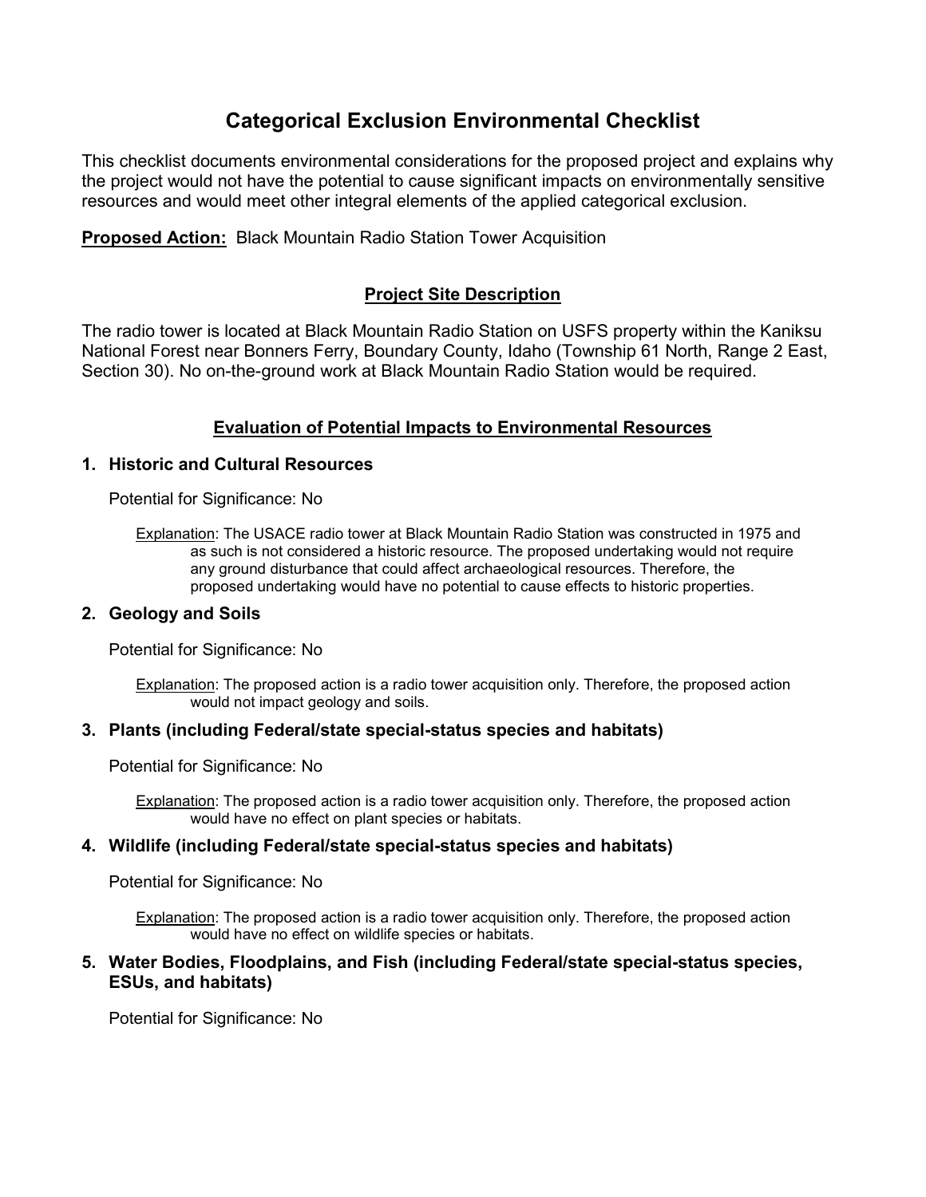# Categorical Exclusion Environmental Checklist

This checklist documents environmental considerations for the proposed project and explains why the project would not have the potential to cause significant impacts on environmentally sensitive resources and would meet other integral elements of the applied categorical exclusion.

**Proposed Action:** Black Mountain Radio Station Tower Acquisition

## Project Site Description

The radio tower is located at Black Mountain Radio Station on USFS property within the Kaniksu National Forest near Bonners Ferry, Boundary County, Idaho (Township 61 North, Range 2 East, Section 30). No on-the-ground work at Black Mountain Radio Station would be required.

## Evaluation of Potential Impacts to Environmental Resources

### 1. Historic and Cultural Resources

Potential for Significance: No

Explanation: The USACE radio tower at Black Mountain Radio Station was constructed in 1975 and as such is not considered a historic resource. The proposed undertaking would not require any ground disturbance that could affect archaeological resources. Therefore, the proposed undertaking would have no potential to cause effects to historic properties.

### 2. Geology and Soils

Potential for Significance: No

Explanation: The proposed action is a radio tower acquisition only. Therefore, the proposed action would not impact geology and soils.

### 3. Plants (including Federal/state special-status species and habitats)

Potential for Significance: No

Explanation: The proposed action is a radio tower acquisition only. Therefore, the proposed action would have no effect on plant species or habitats.

### 4. Wildlife (including Federal/state special-status species and habitats)

Potential for Significance: No

Explanation: The proposed action is a radio tower acquisition only. Therefore, the proposed action would have no effect on wildlife species or habitats.

### 5. Water Bodies, Floodplains, and Fish (including Federal/state special-status species, ESUs, and habitats)

Potential for Significance: No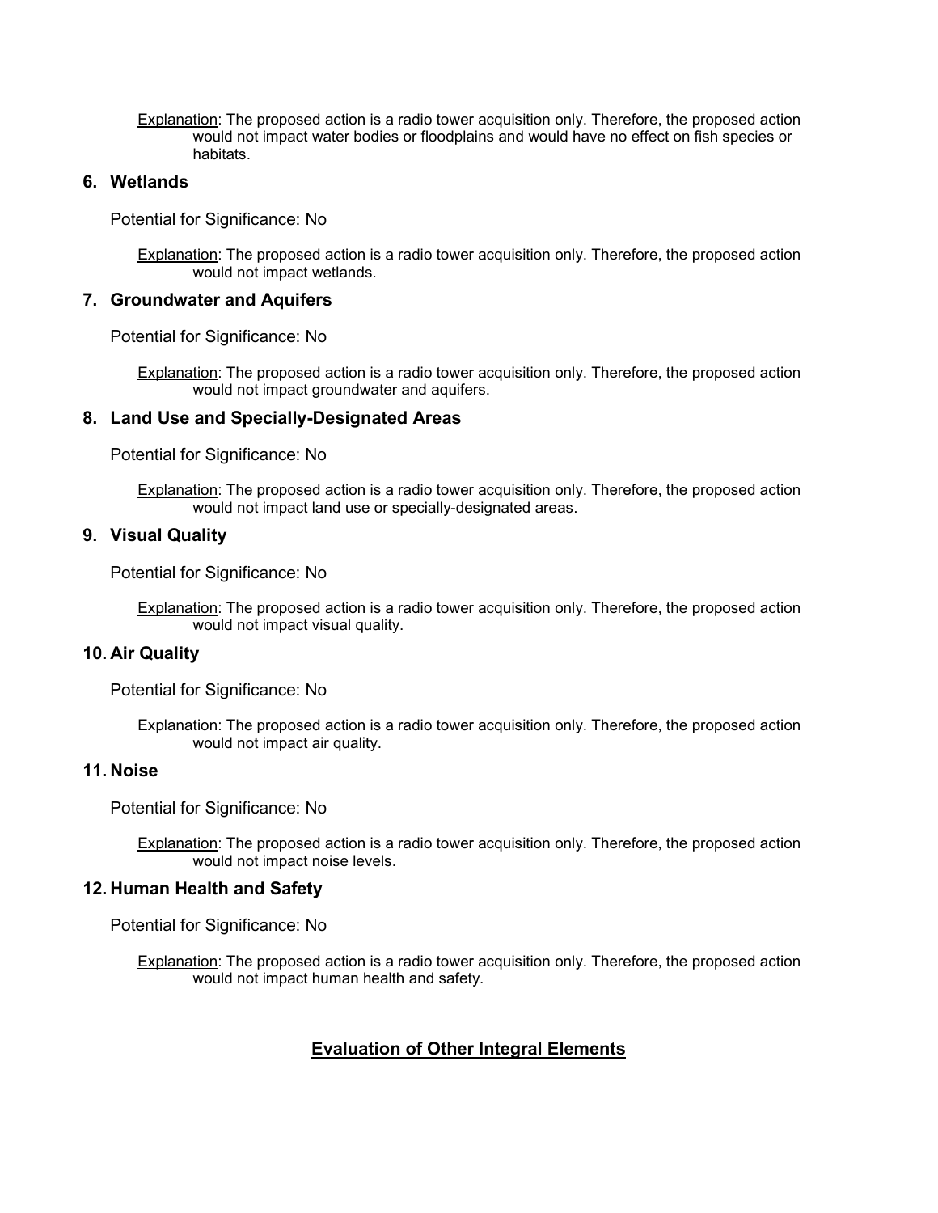Explanation: The proposed action is a radio tower acquisition only. Therefore, the proposed action would not impact water bodies or floodplains and would have no effect on fish species or habitats.

### 6. Wetlands

Potential for Significance: No

Explanation: The proposed action is a radio tower acquisition only. Therefore, the proposed action would not impact wetlands.

### 7. Groundwater and Aquifers

Potential for Significance: No

Explanation: The proposed action is a radio tower acquisition only. Therefore, the proposed action would not impact groundwater and aquifers.

### 8. Land Use and Specially-Designated Areas

Potential for Significance: No

Explanation: The proposed action is a radio tower acquisition only. Therefore, the proposed action would not impact land use or specially-designated areas.

### 9. Visual Quality

Potential for Significance: No

Explanation: The proposed action is a radio tower acquisition only. Therefore, the proposed action would not impact visual quality.

### 10. Air Quality

Potential for Significance: No

Explanation: The proposed action is a radio tower acquisition only. Therefore, the proposed action would not impact air quality.

### 11. Noise

Potential for Significance: No

Explanation: The proposed action is a radio tower acquisition only. Therefore, the proposed action would not impact noise levels.

### 12. Human Health and Safety

Potential for Significance: No

Explanation: The proposed action is a radio tower acquisition only. Therefore, the proposed action would not impact human health and safety.

## Evaluation of Other Integral Elements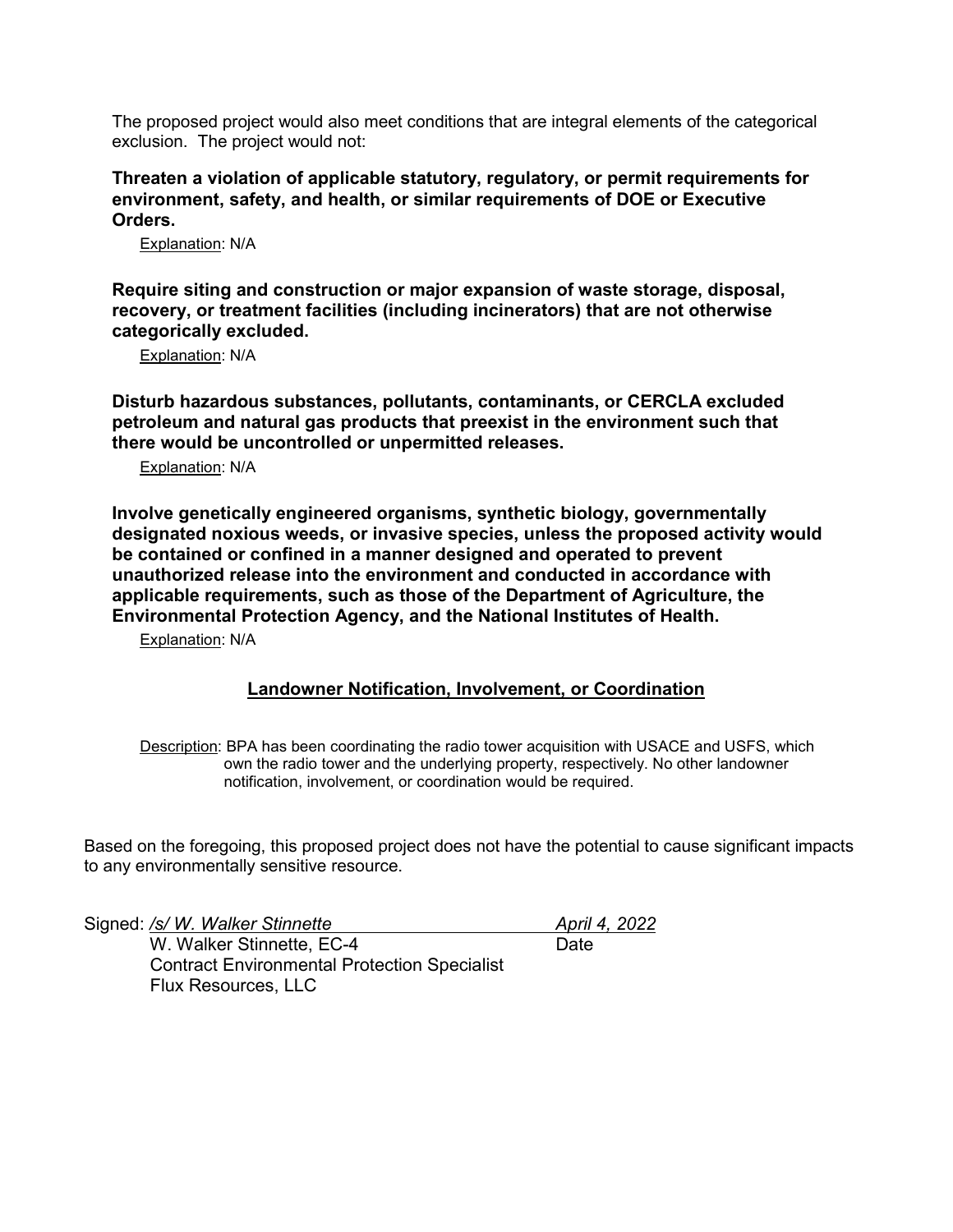The proposed project would also meet conditions that are integral elements of the categorical exclusion. The project would not:

**Threaten a violation of applicable statutory, regulatory, or permit requirements for environment, safety, and health, or similar requirements of DOE or Executive Orders.**

Explanation: N/A

**Require siting and construction or major expansion of waste storage, disposal, recovery, or treatment facilities (including incinerators) that are not otherwise categorically excluded.**

Explanation: N/A

**Disturb hazardous substances, pollutants, contaminants, or CERCLA excluded petroleum and natural gas products that preexist in the environment such that there would be uncontrolled or unpermitted releases.**

Explanation: N/A

**Involve genetically engineered organisms, synthetic biology, governmentally designated noxious weeds, or invasive species, unless the proposed activity would be contained or confined in a manner designed and operated to prevent unauthorized release into the environment and conducted in accordance with applicable requirements, such as those of the Department of Agriculture, the Environmental Protection Agency, and the National Institutes of Health.**

Explanation: N/A

## Landowner Notification, Involvement, or Coordination

Description: BPA has been coordinating the radio tower acquisition with USACE and USFS, which own the radio tower and the underlying property, respectively. No other landowner notification, involvement, or coordination would be required.

Based on the foregoing, this proposed project does not have the potential to cause significant impacts to any environmentally sensitive resource.

Signed: */s/ W. Walker Stinnette* — *April 4, 2022*

W. Walker Stinnette, EC-4 — Date
Contract Environmental Protection Specialist
Flux Resources, LLC